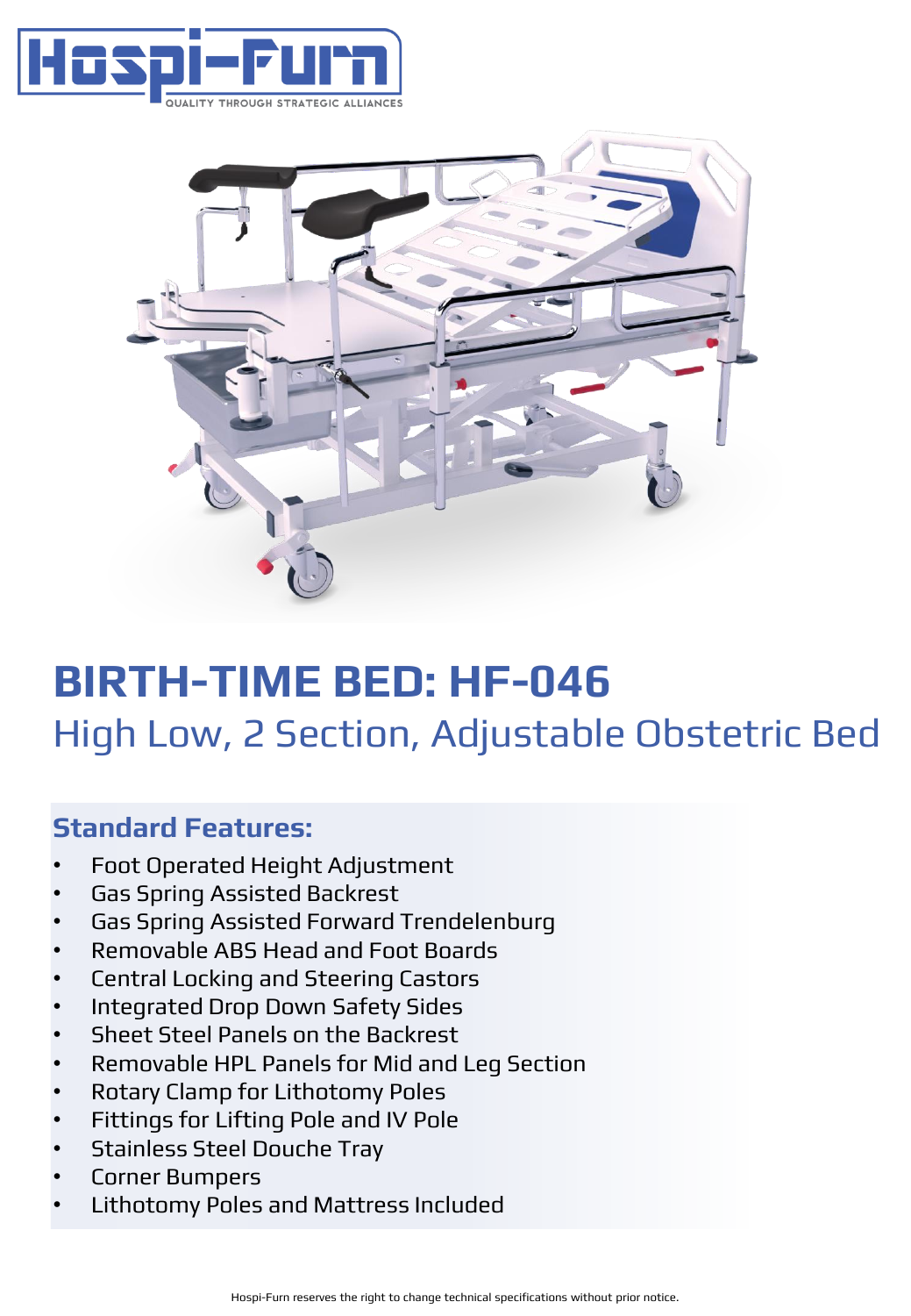Hospi-Furn

QUALITY THROUGH STRATEGIC ALLIANCES

# BIRTH-TIME BED: HF-046

## High Low, 2 Section, Adjustable Obstetric Bed

### Standard Features:

- Foot Operated Height Adjustment
- Gas Spring Assisted Backrest
- Gas Spring Assisted Forward Trendelenburg
- Removable ABS Head and Foot Boards
- Central Locking and Steering Castors
- Integrated Drop Down Safety Sides
- Sheet Steel Panels on the Backrest
- Removable HPL Panels for Mid and Leg Section
- Rotary Clamp for Lithotomy Poles
- Fittings for Lifting Pole and IV Pole
- Stainless Steel Douche Tray
- Corner Bumpers
- Lithotomy Poles and Mattress Included

Hospi-Furn reserves the right to change technical specifications without prior notice.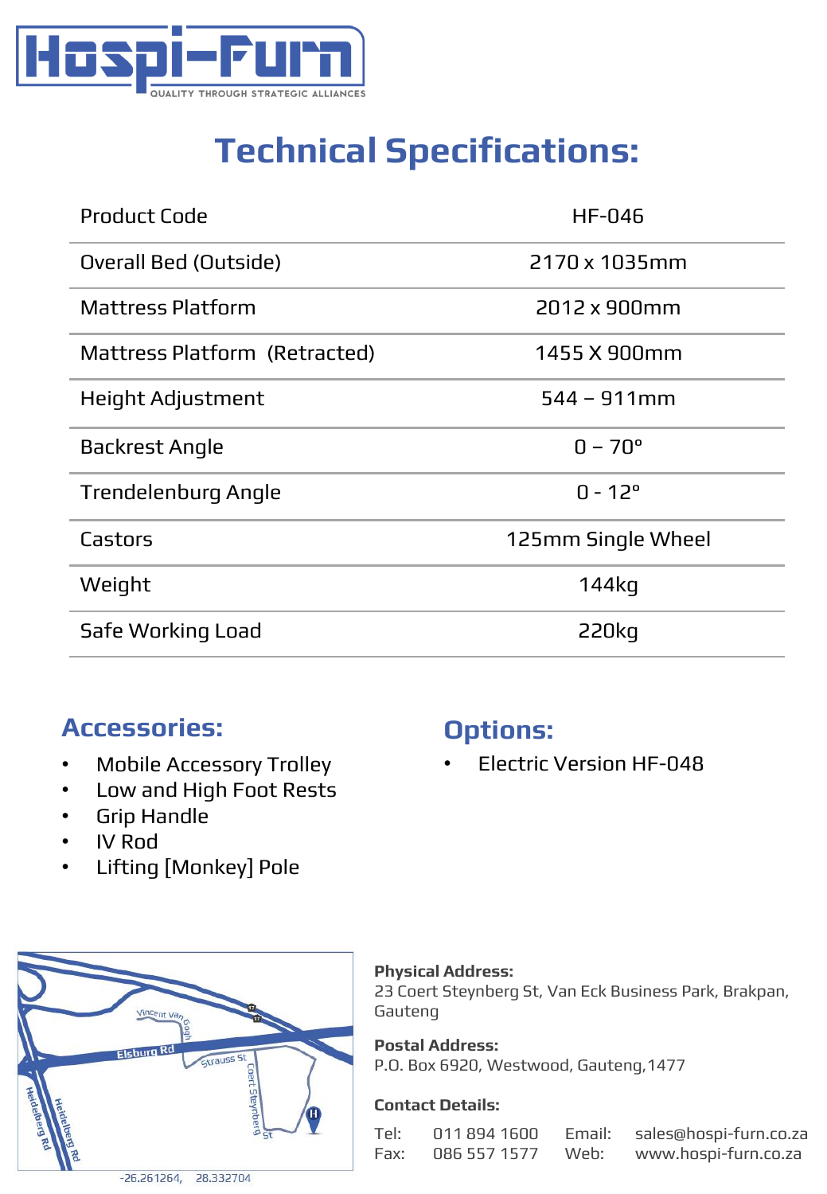Hospi-Furn

QUALITY THROUGH STRATEGIC ALLIANCES

# Technical Specifications:

| | |
|---|---|
| Product Code | HF-046 |
| Overall Bed (Outside) | 2170 x 1035mm |
| Mattress Platform | 2012 x 900mm |
| Mattress Platform  (Retracted) | 1455 X 900mm |
| Height Adjustment | 544 – 911mm |
| Backrest Angle | 0 – 70° |
| Trendelenburg Angle | 0 - 12° |
| Castors | 125mm Single Wheel |
| Weight | 144kg |
| Safe Working Load | 220kg |

## Accessories:

- Mobile Accessory Trolley
- Low and High Foot Rests
- Grip Handle
- IV Rod
- Lifting [Monkey] Pole

## Options:

- Electric Version HF-048

Vincent Van Gogh
Elsburg Rd
Strauss St
Coert Steynberg St
Heidelberg Rd
Heidelberg Rd
-26.261264, 28.332704

**Physical Address:**
23 Coert Steynberg St, Van Eck Business Park, Brakpan, Gauteng

**Postal Address:**
P.O. Box 6920, Westwood, Gauteng, 1477

**Contact Details:**

| | | | |
|---|---|---|---|
| Tel: | 011 894 1600 | Email: | sales@hospi-furn.co.za |
| Fax: | 086 557 1577 | Web: | www.hospi-furn.co.za |